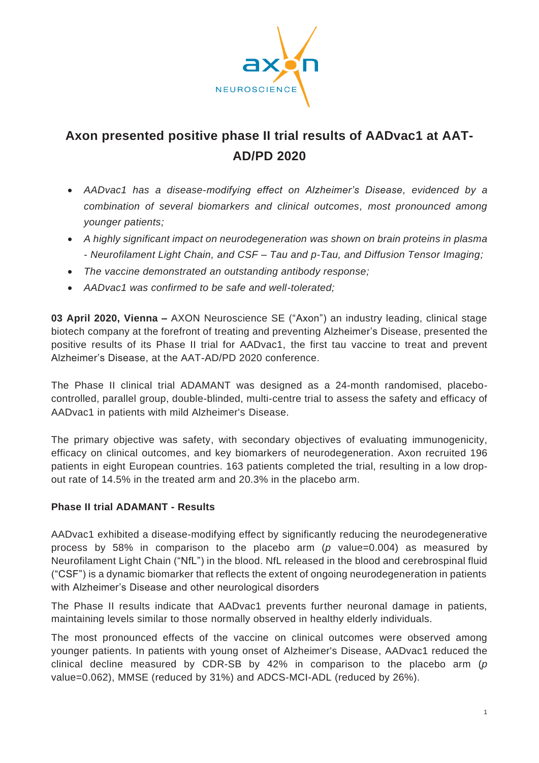# Axon presented positive phase II trial results of AADvac1 at AAT-AD/PD 2020

- *AADvac1 has a disease-modifying effect on Alzheimer's Disease, evidenced by a combination of several biomarkers and clinical outcomes, most pronounced among younger patients;*
- *A highly significant impact on neurodegeneration was shown on brain proteins in plasma - Neurofilament Light Chain, and CSF – Tau and p-Tau, and Diffusion Tensor Imaging;*
- *The vaccine demonstrated an outstanding antibody response;*
- *AADvac1 was confirmed to be safe and well-tolerated;*

**03 April 2020, Vienna –** AXON Neuroscience SE ("Axon") an industry leading, clinical stage biotech company at the forefront of treating and preventing Alzheimer's Disease, presented the positive results of its Phase II trial for AADvac1, the first tau vaccine to treat and prevent Alzheimer's Disease, at the AAT-AD/PD 2020 conference.

The Phase II clinical trial ADAMANT was designed as a 24-month randomised, placebo-controlled, parallel group, double-blinded, multi-centre trial to assess the safety and efficacy of AADvac1 in patients with mild Alzheimer's Disease.

The primary objective was safety, with secondary objectives of evaluating immunogenicity, efficacy on clinical outcomes, and key biomarkers of neurodegeneration. Axon recruited 196 patients in eight European countries. 163 patients completed the trial, resulting in a low drop-out rate of 14.5% in the treated arm and 20.3% in the placebo arm.

### Phase II trial ADAMANT - Results

AADvac1 exhibited a disease-modifying effect by significantly reducing the neurodegenerative process by 58% in comparison to the placebo arm (*p* value=0.004) as measured by Neurofilament Light Chain ("NfL") in the blood. NfL released in the blood and cerebrospinal fluid ("CSF") is a dynamic biomarker that reflects the extent of ongoing neurodegeneration in patients with Alzheimer's Disease and other neurological disorders

The Phase II results indicate that AADvac1 prevents further neuronal damage in patients, maintaining levels similar to those normally observed in healthy elderly individuals.

The most pronounced effects of the vaccine on clinical outcomes were observed among younger patients. In patients with young onset of Alzheimer's Disease, AADvac1 reduced the clinical decline measured by CDR-SB by 42% in comparison to the placebo arm (*p* value=0.062), MMSE (reduced by 31%) and ADCS-MCI-ADL (reduced by 26%).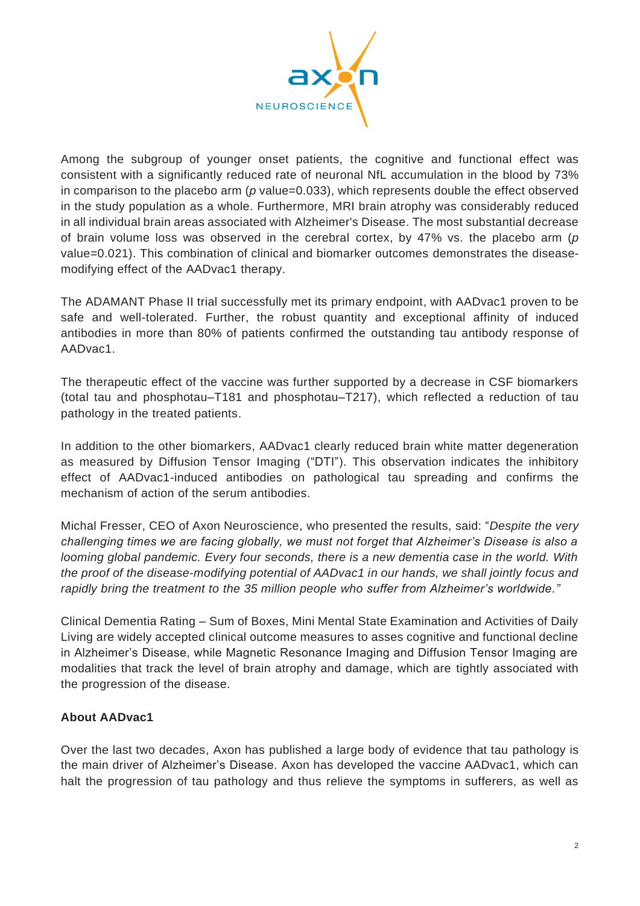Among the subgroup of younger onset patients, the cognitive and functional effect was consistent with a significantly reduced rate of neuronal NfL accumulation in the blood by 73% in comparison to the placebo arm (*p* value=0.033), which represents double the effect observed in the study population as a whole. Furthermore, MRI brain atrophy was considerably reduced in all individual brain areas associated with Alzheimer's Disease. The most substantial decrease of brain volume loss was observed in the cerebral cortex, by 47% vs. the placebo arm (*p* value=0.021). This combination of clinical and biomarker outcomes demonstrates the disease-modifying effect of the AADvac1 therapy.

The ADAMANT Phase II trial successfully met its primary endpoint, with AADvac1 proven to be safe and well-tolerated. Further, the robust quantity and exceptional affinity of induced antibodies in more than 80% of patients confirmed the outstanding tau antibody response of AADvac1.

The therapeutic effect of the vaccine was further supported by a decrease in CSF biomarkers (total tau and phosphotau–T181 and phosphotau–T217), which reflected a reduction of tau pathology in the treated patients.

In addition to the other biomarkers, AADvac1 clearly reduced brain white matter degeneration as measured by Diffusion Tensor Imaging ("DTI"). This observation indicates the inhibitory effect of AADvac1-induced antibodies on pathological tau spreading and confirms the mechanism of action of the serum antibodies.

Michal Fresser, CEO of Axon Neuroscience, who presented the results, said: "*Despite the very challenging times we are facing globally, we must not forget that Alzheimer's Disease is also a looming global pandemic. Every four seconds, there is a new dementia case in the world. With the proof of the disease-modifying potential of AADvac1 in our hands, we shall jointly focus and rapidly bring the treatment to the 35 million people who suffer from Alzheimer's worldwide.*"

Clinical Dementia Rating – Sum of Boxes, Mini Mental State Examination and Activities of Daily Living are widely accepted clinical outcome measures to asses cognitive and functional decline in Alzheimer's Disease, while Magnetic Resonance Imaging and Diffusion Tensor Imaging are modalities that track the level of brain atrophy and damage, which are tightly associated with the progression of the disease.

**About AADvac1**

Over the last two decades, Axon has published a large body of evidence that tau pathology is the main driver of Alzheimer's Disease. Axon has developed the vaccine AADvac1, which can halt the progression of tau pathology and thus relieve the symptoms in sufferers, as well as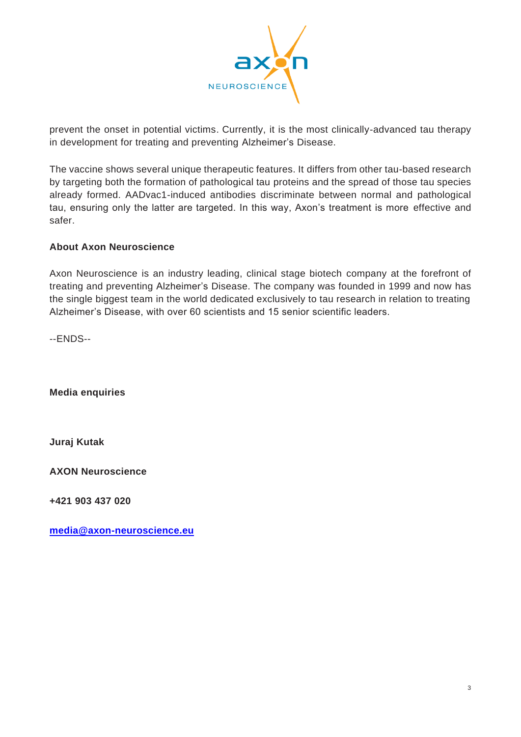prevent the onset in potential victims. Currently, it is the most clinically-advanced tau therapy in development for treating and preventing Alzheimer's Disease.

The vaccine shows several unique therapeutic features. It differs from other tau-based research by targeting both the formation of pathological tau proteins and the spread of those tau species already formed. AADvac1-induced antibodies discriminate between normal and pathological tau, ensuring only the latter are targeted. In this way, Axon's treatment is more effective and safer.

**About Axon Neuroscience**

Axon Neuroscience is an industry leading, clinical stage biotech company at the forefront of treating and preventing Alzheimer's Disease. The company was founded in 1999 and now has the single biggest team in the world dedicated exclusively to tau research in relation to treating Alzheimer's Disease, with over 60 scientists and 15 senior scientific leaders.

--ENDS--

**Media enquiries**

**Juraj Kutak**

**AXON Neuroscience**

**+421 903 437 020**

**media@axon-neuroscience.eu**